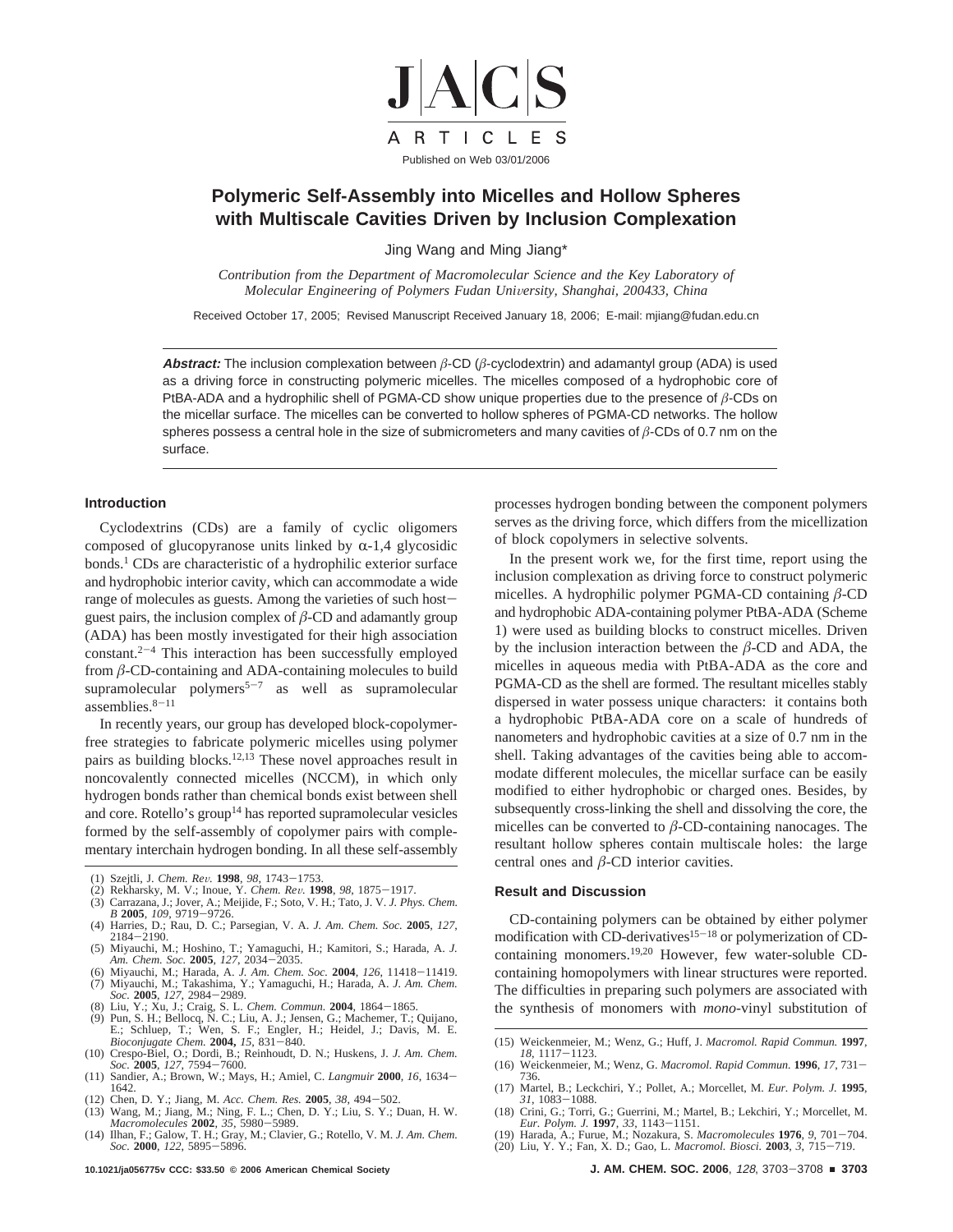# Polymeric Self-Assembly into Micelles and Hollow Spheres with Multiscale Cavities Driven by Inclusion Complexation

Jing Wang and Ming Jiang*

*Contribution from the Department of Macromolecular Science and the Key Laboratory of Molecular Engineering of Polymers Fudan University, Shanghai, 200433, China*

Received October 17, 2005; Revised Manuscript Received January 18, 2006; E-mail: mjiang@fudan.edu.cn

***Abstract:*** The inclusion complexation between $\beta$-CD ($\beta$-cyclodextrin) and adamantyl group (ADA) is used as a driving force in constructing polymeric micelles. The micelles composed of a hydrophobic core of PtBA-ADA and a hydrophilic shell of PGMA-CD show unique properties due to the presence of $\beta$-CDs on the micellar surface. The micelles can be converted to hollow spheres of PGMA-CD networks. The hollow spheres possess a central hole in the size of submicrometers and many cavities of $\beta$-CDs of 0.7 nm on the surface.

## Introduction

Cyclodextrins (CDs) are a family of cyclic oligomers composed of glucopyranose units linked by $\alpha$-1,4 glycosidic bonds.[1] CDs are characteristic of a hydrophilic exterior surface and hydrophobic interior cavity, which can accommodate a wide range of molecules as guests. Among the varieties of such host–guest pairs, the inclusion complex of $\beta$-CD and adamantly group (ADA) has been mostly investigated for their high association constant.[2-4] This interaction has been successfully employed from $\beta$-CD-containing and ADA-containing molecules to build supramolecular polymers[5-7] as well as supramolecular assemblies.[8-11]

In recently years, our group has developed block-copolymer-free strategies to fabricate polymeric micelles using polymer pairs as building blocks.[12,13] These novel approaches result in noncovalently connected micelles (NCCM), in which only hydrogen bonds rather than chemical bonds exist between shell and core. Rotello's group[14] has reported supramolecular vesicles formed by the self-assembly of copolymer pairs with complementary interchain hydrogen bonding. In all these self-assembly processes hydrogen bonding between the component polymers serves as the driving force, which differs from the micellization of block copolymers in selective solvents.

In the present work we, for the first time, report using the inclusion complexation as driving force to construct polymeric micelles. A hydrophilic polymer PGMA-CD containing $\beta$-CD and hydrophobic ADA-containing polymer PtBA-ADA (Scheme 1) were used as building blocks to construct micelles. Driven by the inclusion interaction between the $\beta$-CD and ADA, the micelles in aqueous media with PtBA-ADA as the core and PGMA-CD as the shell are formed. The resultant micelles stably dispersed in water possess unique characters: it contains both a hydrophobic PtBA-ADA core on a scale of hundreds of nanometers and hydrophobic cavities at a size of 0.7 nm in the shell. Taking advantages of the cavities being able to accommodate different molecules, the micellar surface can be easily modified to either hydrophobic or charged ones. Besides, by subsequently cross-linking the shell and dissolving the core, the micelles can be converted to $\beta$-CD-containing nanocages. The resultant hollow spheres contain multiscale holes: the large central ones and $\beta$-CD interior cavities.

## Result and Discussion

CD-containing polymers can be obtained by either polymer modification with CD-derivatives[15-18] or polymerization of CD-containing monomers.[19,20] However, few water-soluble CD-containing homopolymers with linear structures were reported. The difficulties in preparing such polymers are associated with the synthesis of monomers with *mono*-vinyl substitution of

(1) Szejtli, J. *Chem. Rev.* **1998**, *98*, 1743–1753.
(2) Rekharsky, M. V.; Inoue, Y. *Chem. Rev.* **1998**, *98*, 1875–1917.
(3) Carrazana, J.; Jover, A.; Meijide, F.; Soto, V. H.; Tato, J. V. *J. Phys. Chem. B* **2005**, *109*, 9719–9726.
(4) Harries, D.; Rau, D. C.; Parsegian, V. A. *J. Am. Chem. Soc.* **2005**, *127*, 2184–2190.
(5) Miyauchi, M.; Hoshino, T.; Yamaguchi, H.; Kamitori, S.; Harada, A. *J. Am. Chem. Soc.* **2005**, *127*, 2034–2035.
(6) Miyauchi, M.; Harada, A. *J. Am. Chem. Soc.* **2004**, *126*, 11418–11419.
(7) Miyauchi, M.; Takashima, Y.; Yamaguchi, H.; Harada, A. *J. Am. Chem. Soc.* **2005**, *127*, 2984–2989.
(8) Liu, Y.; Xu, J.; Craig, S. L. *Chem. Commun.* **2004**, 1864–1865.
(9) Pun, S. H.; Bellocq, N. C.; Liu, A. J.; Jensen, G.; Machemer, T.; Quijano, E.; Schluep, T.; Wen, S. F.; Engler, H.; Heidel, J.; Davis, M. E. *Bioconjugate Chem.* **2004,** *15*, 831–840.
(10) Crespo-Biel, O.; Dordi, B.; Reinhoudt, D. N.; Huskens, J. *J. Am. Chem. Soc.* **2005**, *127*, 7594–7600.
(11) Sandier, A.; Brown, W.; Mays, H.; Amiel, C. *Langmuir* **2000**, *16*, 1634–1642.
(12) Chen, D. Y.; Jiang, M. *Acc. Chem. Res.* **2005**, *38*, 494–502.
(13) Wang, M.; Jiang, M.; Ning, F. L.; Chen, D. Y.; Liu, S. Y.; Duan, H. W. *Macromolecules* **2002**, *35*, 5980–5989.
(14) Ilhan, F.; Galow, T. H.; Gray, M.; Clavier, G.; Rotello, V. M. *J. Am. Chem. Soc.* **2000**, *122*, 5895–5896.
(15) Weickenmeier, M.; Wenz, G.; Huff, J. *Macromol. Rapid Commun.* **1997**, *18*, 1117–1123.
(16) Weickenmeier, M.; Wenz, G. *Macromol. Rapid Commun.* **1996**, *17*, 731–736.
(17) Martel, B.; Leckchiri, Y.; Pollet, A.; Morcellet, M. *Eur. Polym. J.* **1995**, *31*, 1083–1088.
(18) Crini, G.; Torri, G.; Guerrini, M.; Martel, B.; Lekchiri, Y.; Morcellet, M. *Eur. Polym. J.* **1997**, *33*, 1143–1151.
(19) Harada, A.; Furue, M.; Nozakura, S. *Macromolecules* **1976**, *9*, 701–704.
(20) Liu, Y. Y.; Fan, X. D.; Gao, L. *Macromol. Biosci.* **2003**, *3*, 715–719.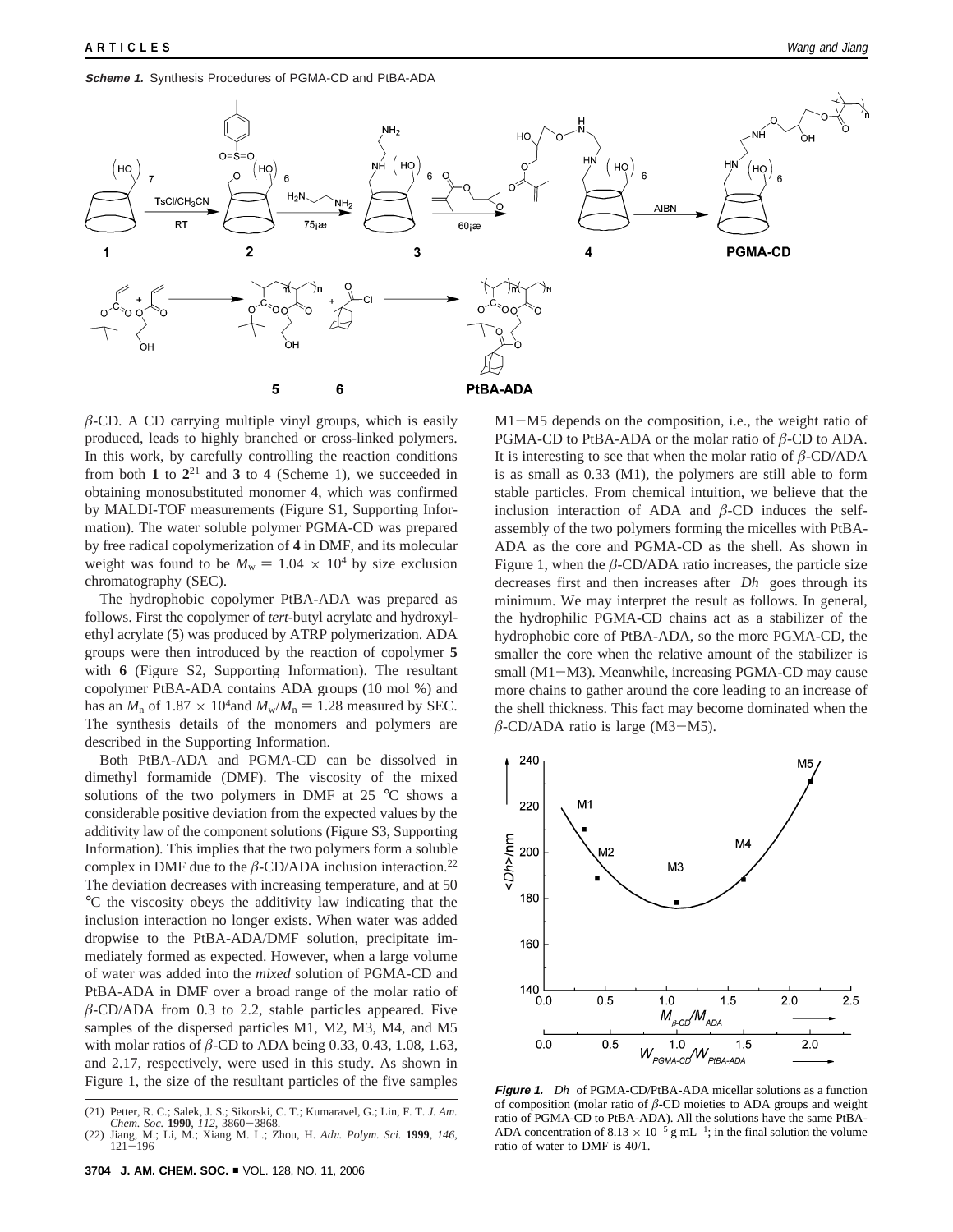**Scheme 1.** Synthesis Procedures of PGMA-CD and PtBA-ADA

$\beta$-CD. A CD carrying multiple vinyl groups, which is easily produced, leads to highly branched or cross-linked polymers. In this work, by carefully controlling the reaction conditions from both **1** to **2**[21] and **3** to **4** (Scheme 1), we succeeded in obtaining monosubstituted monomer **4**, which was confirmed by MALDI-TOF measurements (Figure S1, Supporting Information). The water soluble polymer PGMA-CD was prepared by free radical copolymerization of **4** in DMF, and its molecular weight was found to be $M_w = 1.04 \times 10^4$ by size exclusion chromatography (SEC).

The hydrophobic copolymer PtBA-ADA was prepared as follows. First the copolymer of *tert*-butyl acrylate and hydroxylethyl acrylate (**5**) was produced by ATRP polymerization. ADA groups were then introduced by the reaction of copolymer **5** with **6** (Figure S2, Supporting Information). The resultant copolymer PtBA-ADA contains ADA groups (10 mol %) and has an $M_n$ of $1.87 \times 10^4$and $M_w/M_n = 1.28$ measured by SEC. The synthesis details of the monomers and polymers are described in the Supporting Information.

Both PtBA-ADA and PGMA-CD can be dissolved in dimethyl formamide (DMF). The viscosity of the mixed solutions of the two polymers in DMF at 25 °C shows a considerable positive deviation from the expected values by the additivity law of the component solutions (Figure S3, Supporting Information). This implies that the two polymers form a soluble complex in DMF due to the $\beta$-CD/ADA inclusion interaction.[22] The deviation decreases with increasing temperature, and at 50 °C the viscosity obeys the additivity law indicating that the inclusion interaction no longer exists. When water was added dropwise to the PtBA-ADA/DMF solution, precipitate immediately formed as expected. However, when a large volume of water was added into the *mixed* solution of PGMA-CD and PtBA-ADA in DMF over a broad range of the molar ratio of $\beta$-CD/ADA from 0.3 to 2.2, stable particles appeared. Five samples of the dispersed particles M1, M2, M3, M4, and M5 with molar ratios of $\beta$-CD to ADA being 0.33, 0.43, 1.08, 1.63, and 2.17, respectively, were used in this study. As shown in Figure 1, the size of the resultant particles of the five samples M1−M5 depends on the composition, i.e., the weight ratio of PGMA-CD to PtBA-ADA or the molar ratio of $\beta$-CD to ADA. It is interesting to see that when the molar ratio of $\beta$-CD/ADA is as small as 0.33 (M1), the polymers are still able to form stable particles. From chemical intuition, we believe that the inclusion interaction of ADA and $\beta$-CD induces the self-assembly of the two polymers forming the micelles with PtBA-ADA as the core and PGMA-CD as the shell. As shown in Figure 1, when the $\beta$-CD/ADA ratio increases, the particle size decreases first and then increases after $\langle Dh \rangle$ goes through its minimum. We may interpret the result as follows. In general, the hydrophilic PGMA-CD chains act as a stabilizer of the hydrophobic core of PtBA-ADA, so the more PGMA-CD, the smaller the core when the relative amount of the stabilizer is small (M1−M3). Meanwhile, increasing PGMA-CD may cause more chains to gather around the core leading to an increase of the shell thickness. This fact may become dominated when the $\beta$-CD/ADA ratio is large (M3−M5).

**Figure 1.** $\langle Dh \rangle$ of PGMA-CD/PtBA-ADA micellar solutions as a function of composition (molar ratio of $\beta$-CD moieties to ADA groups and weight ratio of PGMA-CD to PtBA-ADA). All the solutions have the same PtBA-ADA concentration of $8.13 \times 10^{-5}$ g mL$^{-1}$; in the final solution the volume ratio of water to DMF is 40/1.

(21) Petter, R. C.; Salek, J. S.; Sikorski, C. T.; Kumaravel, G.; Lin, F. T. *J. Am. Chem. Soc.* **1990**, *112*, 3860−3868.
(22) Jiang, M.; Li, M.; Xiang M. L.; Zhou, H. *Adv. Polym. Sci.* **1999**, *146*, 121−196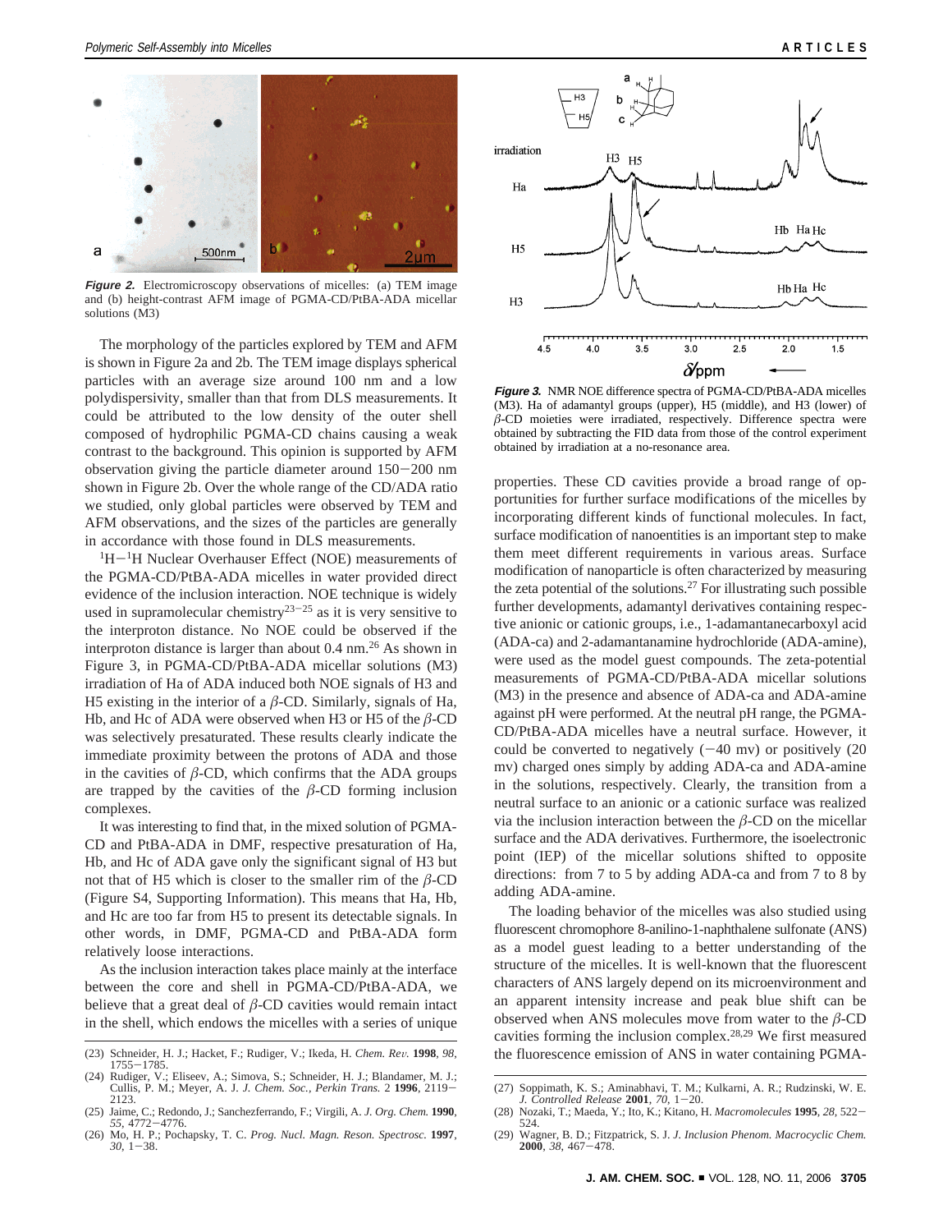**Figure 2.** Electromicroscopy observations of micelles: (a) TEM image and (b) height-contrast AFM image of PGMA-CD/PtBA-ADA micellar solutions (M3)

The morphology of the particles explored by TEM and AFM is shown in Figure 2a and 2b. The TEM image displays spherical particles with an average size around 100 nm and a low polydispersivity, smaller than that from DLS measurements. It could be attributed to the low density of the outer shell composed of hydrophilic PGMA-CD chains causing a weak contrast to the background. This opinion is supported by AFM observation giving the particle diameter around 150−200 nm shown in Figure 2b. Over the whole range of the CD/ADA ratio we studied, only global particles were observed by TEM and AFM observations, and the sizes of the particles are generally in accordance with those found in DLS measurements.

$^1$H−$^1$H Nuclear Overhauser Effect (NOE) measurements of the PGMA-CD/PtBA-ADA micelles in water provided direct evidence of the inclusion interaction. NOE technique is widely used in supramolecular chemistry[23−25] as it is very sensitive to the interproton distance. No NOE could be observed if the interproton distance is larger than about 0.4 nm.[26] As shown in Figure 3, in PGMA-CD/PtBA-ADA micellar solutions (M3) irradiation of Ha of ADA induced both NOE signals of H3 and H5 existing in the interior of a $\beta$-CD. Similarly, signals of Ha, Hb, and Hc of ADA were observed when H3 or H5 of the $\beta$-CD was selectively presaturated. These results clearly indicate the immediate proximity between the protons of ADA and those in the cavities of $\beta$-CD, which confirms that the ADA groups are trapped by the cavities of the $\beta$-CD forming inclusion complexes.

It was interesting to find that, in the mixed solution of PGMA-CD and PtBA-ADA in DMF, respective presaturation of Ha, Hb, and Hc of ADA gave only the significant signal of H3 but not that of H5 which is closer to the smaller rim of the $\beta$-CD (Figure S4, Supporting Information). This means that Ha, Hb, and Hc are too far from H5 to present its detectable signals. In other words, in DMF, PGMA-CD and PtBA-ADA form relatively loose interactions.

As the inclusion interaction takes place mainly at the interface between the core and shell in PGMA-CD/PtBA-ADA, we believe that a great deal of $\beta$-CD cavities would remain intact in the shell, which endows the micelles with a series of unique properties. These CD cavities provide a broad range of opportunities for further surface modifications of the micelles by incorporating different kinds of functional molecules. In fact, surface modification of nanoentities is an important step to make them meet different requirements in various areas. Surface modification of nanoparticle is often characterized by measuring the zeta potential of the solutions.[27] For illustrating such possible further developments, adamantyl derivatives containing respective anionic or cationic groups, i.e., 1-adamantanecarboxyl acid (ADA-ca) and 2-adamantanamine hydrochloride (ADA-amine), were used as the model guest compounds. The zeta-potential measurements of PGMA-CD/PtBA-ADA micellar solutions (M3) in the presence and absence of ADA-ca and ADA-amine against pH were performed. At the neutral pH range, the PGMA-CD/PtBA-ADA micelles have a neutral surface. However, it could be converted to negatively (−40 mv) or positively (20 mv) charged ones simply by adding ADA-ca and ADA-amine in the solutions, respectively. Clearly, the transition from a neutral surface to an anionic or a cationic surface was realized via the inclusion interaction between the $\beta$-CD on the micellar surface and the ADA derivatives. Furthermore, the isoelectronic point (IEP) of the micellar solutions shifted to opposite directions: from 7 to 5 by adding ADA-ca and from 7 to 8 by adding ADA-amine.

**Figure 3.** NMR NOE difference spectra of PGMA-CD/PtBA-ADA micelles (M3). Ha of adamantyl groups (upper), H5 (middle), and H3 (lower) of $\beta$-CD moieties were irradiated, respectively. Difference spectra were obtained by subtracting the FID data from those of the control experiment obtained by irradiation at a no-resonance area.

The loading behavior of the micelles was also studied using fluorescent chromophore 8-anilino-1-naphthalene sulfonate (ANS) as a model guest leading to a better understanding of the structure of the micelles. It is well-known that the fluorescent characters of ANS largely depend on its microenvironment and an apparent intensity increase and peak blue shift can be observed when ANS molecules move from water to the $\beta$-CD cavities forming the inclusion complex.[28,29] We first measured the fluorescence emission of ANS in water containing PGMA-

(23) Schneider, H. J.; Hacket, F.; Rudiger, V.; Ikeda, H. *Chem. Rev.* **1998**, *98*, 1755−1785.
(24) Rudiger, V.; Eliseev, A.; Simova, S.; Schneider, H. J.; Blandamer, M. J.; Cullis, P. M.; Meyer, A. J. *J. Chem. Soc., Perkin Trans. 2* **1996**, 2119−2123.
(25) Jaime, C.; Redondo, J.; Sanchezferrando, F.; Virgili, A. *J. Org. Chem.* **1990**, *55*, 4772−4776.
(26) Mo, H. P.; Pochapsky, T. C. *Prog. Nucl. Magn. Reson. Spectrosc.* **1997**, *30*, 1−38.
(27) Soppimath, K. S.; Aminabhavi, T. M.; Kulkarni, A. R.; Rudzinski, W. E. *J. Controlled Release* **2001**, *70*, 1−20.
(28) Nozaki, T.; Maeda, Y.; Ito, K.; Kitano, H. *Macromolecules* **1995**, *28*, 522−524.
(29) Wagner, B. D.; Fitzpatrick, S. J. *J. Inclusion Phenom. Macrocyclic Chem.* **2000**, *38*, 467−478.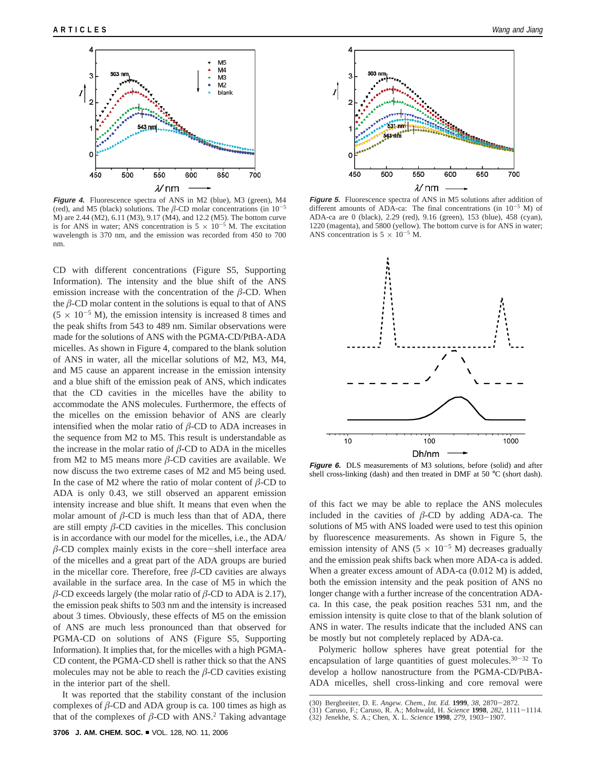*Figure 4.* Fluorescence spectra of ANS in M2 (blue), M3 (green), M4 (red), and M5 (black) solutions. The $\beta$-CD molar concentrations (in $10^{-5}$ M) are 2.44 (M2), 6.11 (M3), 9.17 (M4), and 12.2 (M5). The bottom curve is for ANS in water; ANS concentration is $5 \times 10^{-5}$ M. The excitation wavelength is 370 nm, and the emission was recorded from 450 to 700 nm.

*Figure 5.* Fluorescence spectra of ANS in M5 solutions after addition of different amounts of ADA-ca: The final concentrations (in $10^{-5}$ M) of ADA-ca are 0 (black), 2.29 (red), 9.16 (green), 153 (blue), 458 (cyan), 1220 (magenta), and 5800 (yellow). The bottom curve is for ANS in water; ANS concentration is $5 \times 10^{-5}$ M.

CD with different concentrations (Figure S5, Supporting Information). The intensity and the blue shift of the ANS emission increase with the concentration of the $\beta$-CD. When the $\beta$-CD molar content in the solutions is equal to that of ANS ($5 \times 10^{-5}$ M), the emission intensity is increased 8 times and the peak shifts from 543 to 489 nm. Similar observations were made for the solutions of ANS with the PGMA-CD/PtBA-ADA micelles. As shown in Figure 4, compared to the blank solution of ANS in water, all the micellar solutions of M2, M3, M4, and M5 cause an apparent increase in the emission intensity and a blue shift of the emission peak of ANS, which indicates that the CD cavities in the micelles have the ability to accommodate the ANS molecules. Furthermore, the effects of the micelles on the emission behavior of ANS are clearly intensified when the molar ratio of $\beta$-CD to ADA increases in the sequence from M2 to M5. This result is understandable as the increase in the molar ratio of $\beta$-CD to ADA in the micelles from M2 to M5 means more $\beta$-CD cavities are available. We now discuss the two extreme cases of M2 and M5 being used. In the case of M2 where the ratio of molar content of $\beta$-CD to ADA is only 0.43, we still observed an apparent emission intensity increase and blue shift. It means that even when the molar amount of $\beta$-CD is much less than that of ADA, there are still empty $\beta$-CD cavities in the micelles. This conclusion is in accordance with our model for the micelles, i.e., the ADA/$\beta$-CD complex mainly exists in the core–shell interface area of the micelles and a great part of the ADA groups are buried in the micellar core. Therefore, free $\beta$-CD cavities are always available in the surface area. In the case of M5 in which the $\beta$-CD exceeds largely (the molar ratio of $\beta$-CD to ADA is 2.17), the emission peak shifts to 503 nm and the intensity is increased about 3 times. Obviously, these effects of M5 on the emission of ANS are much less pronounced than that observed for PGMA-CD on solutions of ANS (Figure S5, Supporting Information). It implies that, for the micelles with a high PGMA-CD content, the PGMA-CD shell is rather thick so that the ANS molecules may not be able to reach the $\beta$-CD cavities existing in the interior part of the shell.

It was reported that the stability constant of the inclusion complexes of $\beta$-CD and ADA group is ca. 100 times as high as that of the complexes of $\beta$-CD with ANS.[2] Taking advantage of this fact we may be able to replace the ANS molecules included in the cavities of $\beta$-CD by adding ADA-ca. The solutions of M5 with ANS loaded were used to test this opinion by fluorescence measurements. As shown in Figure 5, the emission intensity of ANS ($5 \times 10^{-5}$ M) decreases gradually and the emission peak shifts back when more ADA-ca is added. When a greater excess amount of ADA-ca (0.012 M) is added, both the emission intensity and the peak position of ANS no longer change with a further increase of the concentration ADA-ca. In this case, the peak position reaches 531 nm, and the emission intensity is quite close to that of the blank solution of ANS in water. The results indicate that the included ANS can be mostly but not completely replaced by ADA-ca.

*Figure 6.* DLS measurements of M3 solutions, before (solid) and after shell cross-linking (dash) and then treated in DMF at 50 °C (short dash).

Polymeric hollow spheres have great potential for the encapsulation of large quantities of guest molecules.[30–32] To develop a hollow nanostructure from the PGMA-CD/PtBA-ADA micelles, shell cross-linking and core removal were

(30) Bergbreiter, D. E. *Angew. Chem., Int. Ed.* **1999**, *38*, 2870–2872.
(31) Caruso, F.; Caruso, R. A.; Mohwald, H. *Science* **1998**, *282*, 1111–1114.
(32) Jenekhe, S. A.; Chen, X. L. *Science* **1998**, *279*, 1903–1907.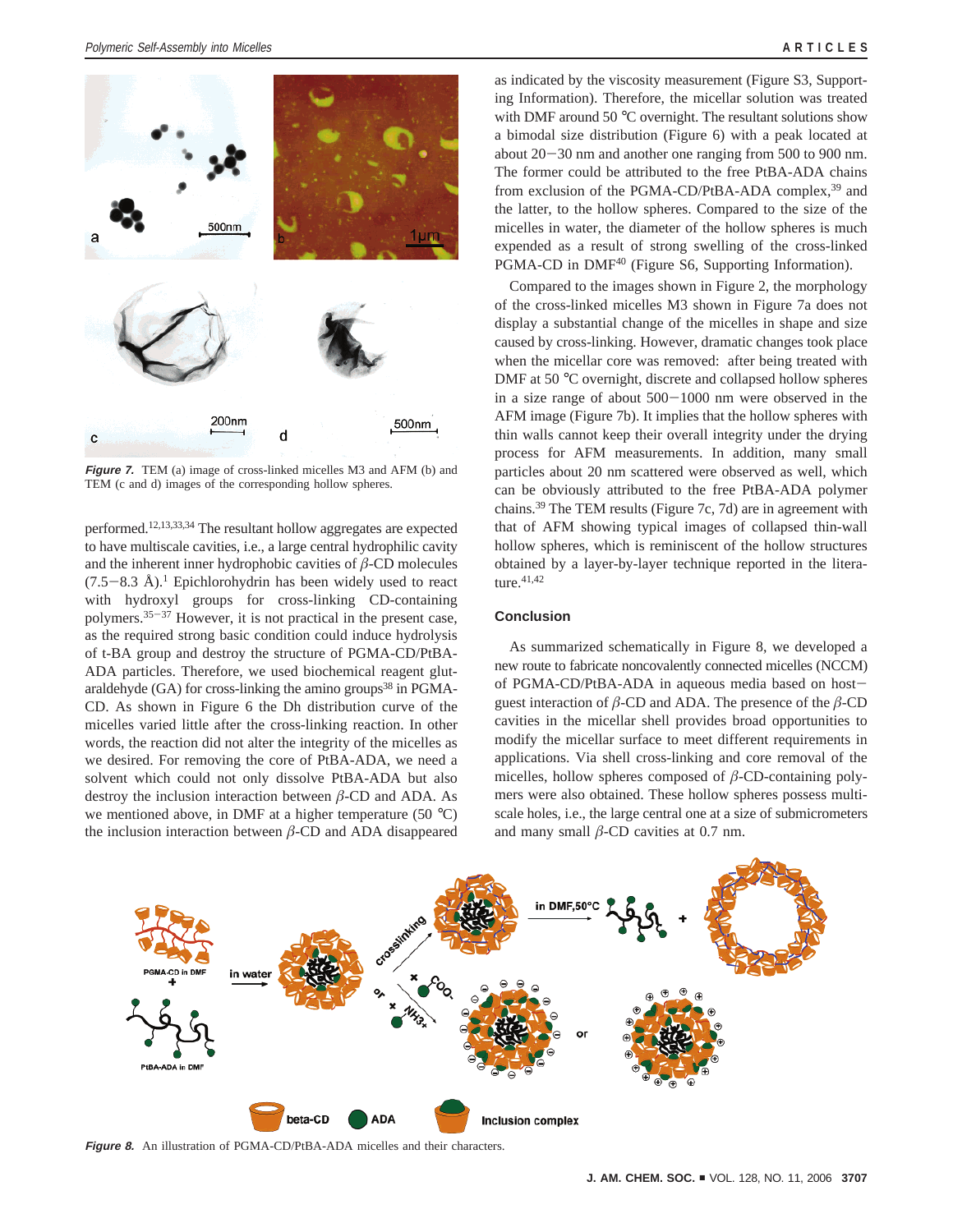*Figure 7.* TEM (a) image of cross-linked micelles M3 and AFM (b) and TEM (c and d) images of the corresponding hollow spheres.

performed.[12,13,33,34] The resultant hollow aggregates are expected to have multiscale cavities, i.e., a large central hydrophilic cavity and the inherent inner hydrophobic cavities of $\beta$-CD molecules (7.5−8.3 Å).[1] Epichlorohydrin has been widely used to react with hydroxyl groups for cross-linking CD-containing polymers.[35−37] However, it is not practical in the present case, as the required strong basic condition could induce hydrolysis of t-BA group and destroy the structure of PGMA-CD/PtBA-ADA particles. Therefore, we used biochemical reagent glutaraldehyde (GA) for cross-linking the amino groups[38] in PGMA-CD. As shown in Figure 6 the Dh distribution curve of the micelles varied little after the cross-linking reaction. In other words, the reaction did not alter the integrity of the micelles as we desired. For removing the core of PtBA-ADA, we need a solvent which could not only dissolve PtBA-ADA but also destroy the inclusion interaction between $\beta$-CD and ADA. As we mentioned above, in DMF at a higher temperature (50 °C) the inclusion interaction between $\beta$-CD and ADA disappeared as indicated by the viscosity measurement (Figure S3, Supporting Information). Therefore, the micellar solution was treated with DMF around 50 °C overnight. The resultant solutions show a bimodal size distribution (Figure 6) with a peak located at about 20−30 nm and another one ranging from 500 to 900 nm. The former could be attributed to the free PtBA-ADA chains from exclusion of the PGMA-CD/PtBA-ADA complex,[39] and the latter, to the hollow spheres. Compared to the size of the micelles in water, the diameter of the hollow spheres is much expended as a result of strong swelling of the cross-linked PGMA-CD in DMF[40] (Figure S6, Supporting Information).

Compared to the images shown in Figure 2, the morphology of the cross-linked micelles M3 shown in Figure 7a does not display a substantial change of the micelles in shape and size caused by cross-linking. However, dramatic changes took place when the micellar core was removed: after being treated with DMF at 50 °C overnight, discrete and collapsed hollow spheres in a size range of about 500−1000 nm were observed in the AFM image (Figure 7b). It implies that the hollow spheres with thin walls cannot keep their overall integrity under the drying process for AFM measurements. In addition, many small particles about 20 nm scattered were observed as well, which can be obviously attributed to the free PtBA-ADA polymer chains.[39] The TEM results (Figure 7c, 7d) are in agreement with that of AFM showing typical images of collapsed thin-wall hollow spheres, which is reminiscent of the hollow structures obtained by a layer-by-layer technique reported in the literature.[41,42]

## Conclusion

As summarized schematically in Figure 8, we developed a new route to fabricate noncovalently connected micelles (NCCM) of PGMA-CD/PtBA-ADA in aqueous media based on host−guest interaction of $\beta$-CD and ADA. The presence of the $\beta$-CD cavities in the micellar shell provides broad opportunities to modify the micellar surface to meet different requirements in applications. Via shell cross-linking and core removal of the micelles, hollow spheres composed of $\beta$-CD-containing polymers were also obtained. These hollow spheres possess multiscale holes, i.e., the large central one at a size of submicrometers and many small $\beta$-CD cavities at 0.7 nm.

*Figure 8.* An illustration of PGMA-CD/PtBA-ADA micelles and their characters.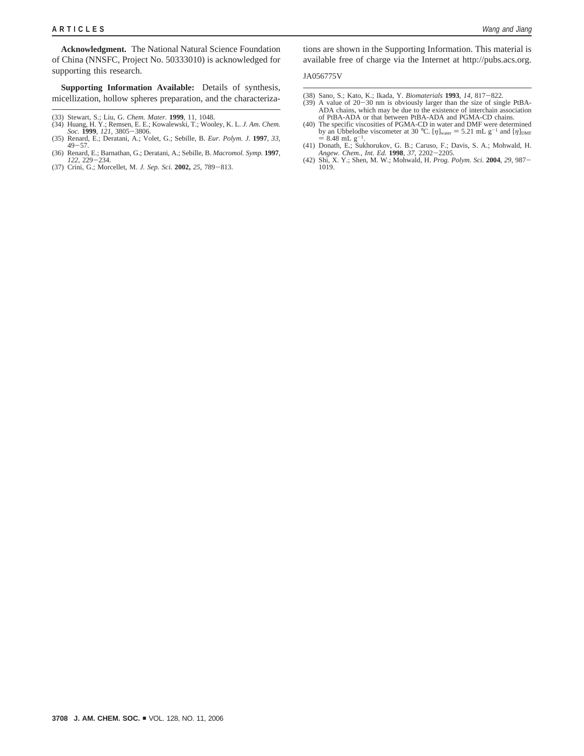**Acknowledgment.** The National Natural Science Foundation of China (NNSFC, Project No. 50333010) is acknowledged for supporting this research.

**Supporting Information Available:** Details of synthesis, micellization, hollow spheres preparation, and the characterizations are shown in the Supporting Information. This material is available free of charge via the Internet at http://pubs.acs.org.

JA056775V

(33) Stewart, S.; Liu, G. *Chem. Mater.* **1999**, 11, 1048.
(34) Huang, H. Y.; Remsen, E. E.; Kowalewski, T.; Wooley, K. L. *J. Am. Chem. Soc.* **1999**, *121*, 3805−3806.
(35) Renard, E.; Deratani, A.; Volet, G.; Sebille, B. *Eur. Polym. J.* **1997**, *33*, 49−57.
(36) Renard, E.; Barnathan, G.; Deratani, A.; Sebille, B. *Macromol. Symp.* **1997**, *122*, 229−234.
(37) Crini, G.; Morcellet, M. *J. Sep. Sci.* **2002,** *25*, 789−813.
(38) Sano, S.; Kato, K.; Ikada, Y. *Biomaterials* **1993**, *14*, 817−822.
(39) A value of 20−30 nm is obviously larger than the size of single PtBA-ADA chains, which may be due to the existence of interchain association of PtBA-ADA or that between PtBA-ADA and PGMA-CD chains.
(40) The specific viscosities of PGMA-CD in water and DMF were determined by an Ubbelodhe viscometer at 30 °C. $[\eta]_{water} = 5.21$ mL g$^{-1}$ and $[\eta]_{DMF} = 8.48$ mL g$^{-1}$.
(41) Donath, E.; Sukhorukov, G. B.; Caruso, F.; Davis, S. A.; Mohwald, H. *Angew. Chem., Int. Ed.* **1998**, *37*, 2202−2205.
(42) Shi, X. Y.; Shen, M. W.; Mohwald, H. *Prog. Polym. Sci.* **2004**, *29*, 987−1019.